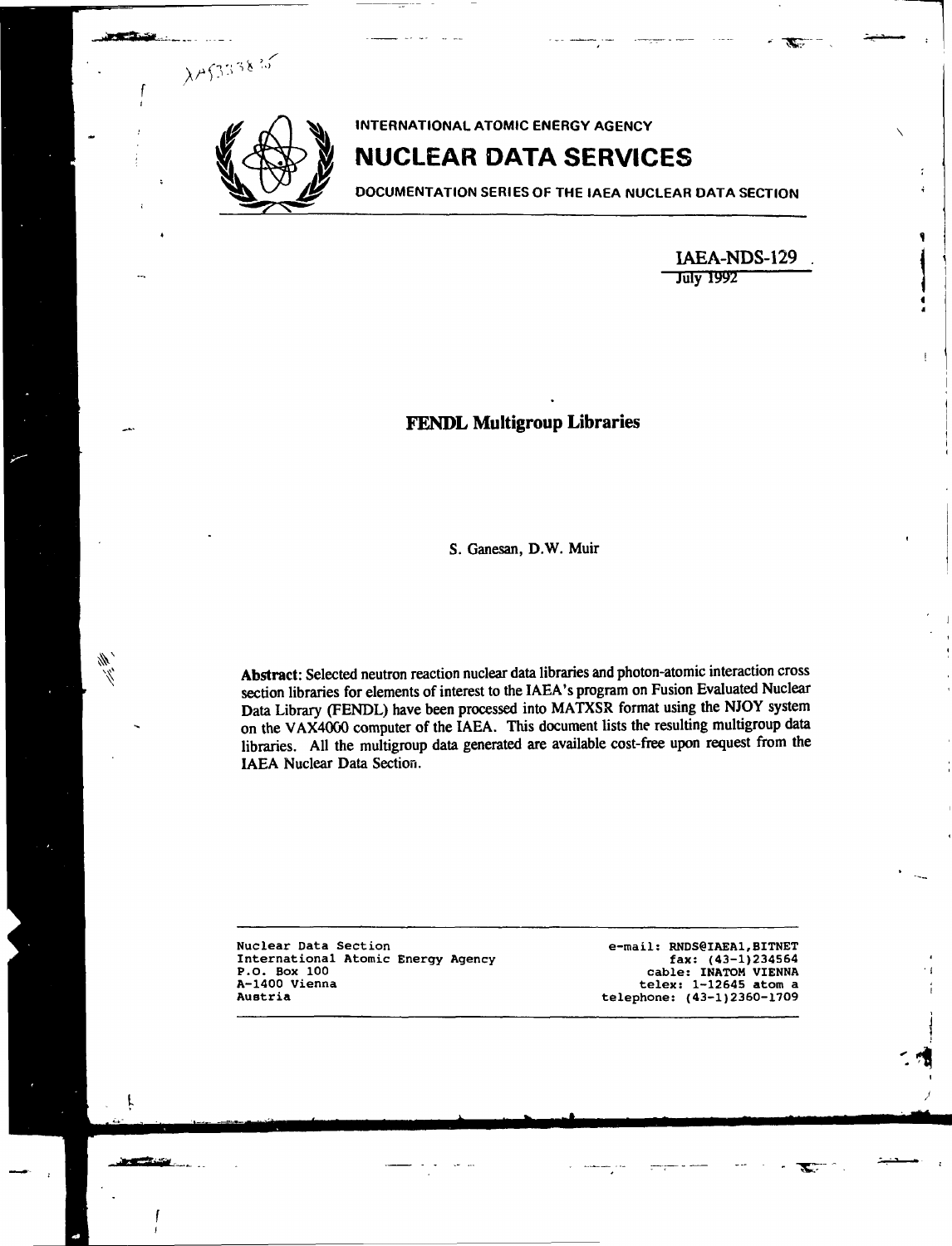XA9333835

INTERNATIONAL ATOMIC ENERGY AGENCY

# NUCLEAR DATA SERVICES

DOCUMENTATION SERIES OF THE IAEA NUCLEAR DATA SECTION

IAEA-NDS-129
July 1992

## FENDL Multigroup Libraries

S. Ganesan, D.W. Muir

**Abstract**: Selected neutron reaction nuclear data libraries and photon-atomic interaction cross section libraries for elements of interest to the IAEA's program on Fusion Evaluated Nuclear Data Library (FENDL) have been processed into MATXSR format using the NJOY system on the VAX4000 computer of the IAEA. This document lists the resulting multigroup data libraries. All the multigroup data generated are available cost-free upon request from the IAEA Nuclear Data Section.

Nuclear Data Section
International Atomic Energy Agency
P.O. Box 100
A-1400 Vienna
Austria

e-mail: RNDS@IAEA1,BITNET
fax: (43-1)234564
cable: INATOM VIENNA
telex: 1-12645 atom a
telephone: (43-1)2360-1709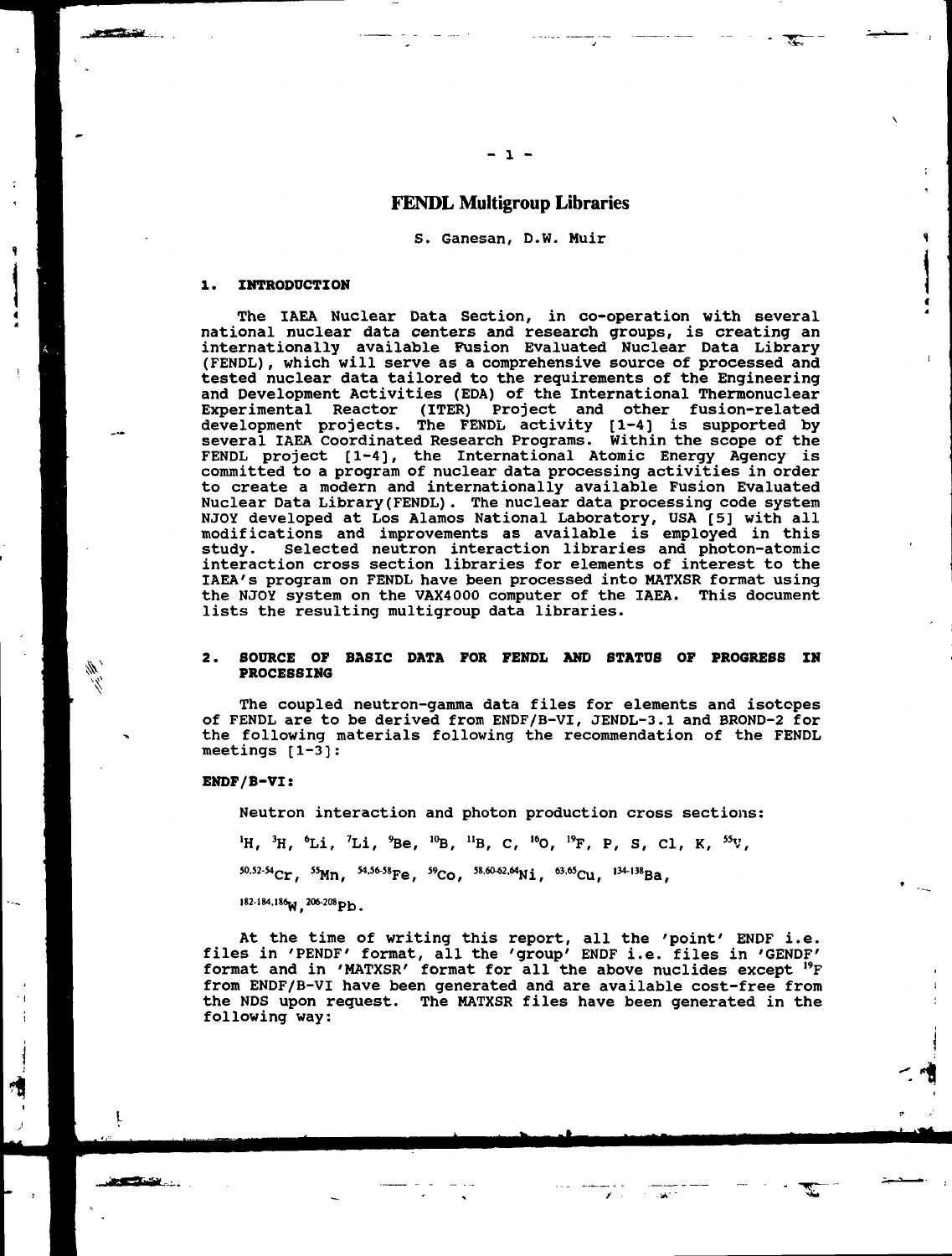# FENDL Multigroup Libraries

S. Ganesan, D.W. Muir

## 1. INTRODUCTION

The IAEA Nuclear Data Section, in co-operation with several national nuclear data centers and research groups, is creating an internationally available Fusion Evaluated Nuclear Data Library (FENDL), which will serve as a comprehensive source of processed and tested nuclear data tailored to the requirements of the Engineering and Development Activities (EDA) of the International Thermonuclear Experimental Reactor (ITER) Project and other fusion-related development projects. The FENDL activity [1-4] is supported by several IAEA Coordinated Research Programs. Within the scope of the FENDL project [1-4], the International Atomic Energy Agency is committed to a program of nuclear data processing activities in order to create a modern and internationally available Fusion Evaluated Nuclear Data Library(FENDL). The nuclear data processing code system NJOY developed at Los Alamos National Laboratory, USA [5] with all modifications and improvements as available is employed in this study. Selected neutron interaction libraries and photon-atomic interaction cross section libraries for elements of interest to the IAEA's program on FENDL have been processed into MATXSR format using the NJOY system on the VAX4000 computer of the IAEA. This document lists the resulting multigroup data libraries.

## 2. SOURCE OF BASIC DATA FOR FENDL AND STATUS OF PROGRESS IN PROCESSING

The coupled neutron-gamma data files for elements and isotopes of FENDL are to be derived from ENDF/B-VI, JENDL-3.1 and BROND-2 for the following materials following the recommendation of the FENDL meetings [1-3]:

**ENDF/B-VI:**

Neutron interaction and photon production cross sections:

$^{1}H$, $^{3}H$, $^{6}Li$, $^{7}Li$, $^{9}Be$, $^{10}B$, $^{11}B$, C, $^{16}O$, $^{19}F$, P, S, Cl, K, $^{55}V$,

$^{50,52\text{-}54}Cr$, $^{55}Mn$, $^{54,56\text{-}58}Fe$, $^{59}Co$, $^{58,60\text{-}62,64}Ni$, $^{63,65}Cu$, $^{134\text{-}138}Ba$,

$^{182\text{-}184,186}W$, $^{206\text{-}208}Pb$.

At the time of writing this report, all the 'point' ENDF i.e. files in 'PENDF' format, all the 'group' ENDF i.e. files in 'GENDF' format and in 'MATXSR' format for all the above nuclides except $^{19}F$ from ENDF/B-VI have been generated and are available cost-free from the NDS upon request. The MATXSR files have been generated in the following way: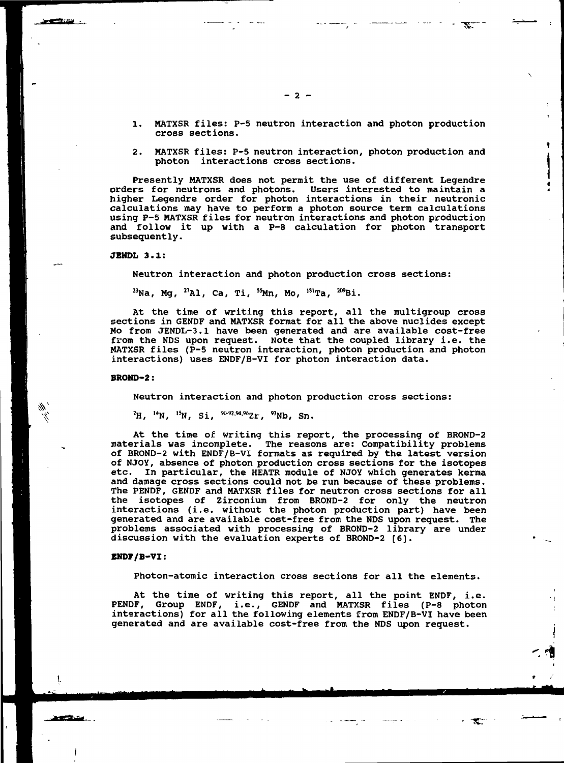1. MATXSR files: P-5 neutron interaction and photon production cross sections.

2. MATXSR files: P-5 neutron interaction, photon production and photon interactions cross sections.

Presently MATXSR does not permit the use of different Legendre orders for neutrons and photons. Users interested to maintain a higher Legendre order for photon interactions in their neutronic calculations may have to perform a photon source term calculations using P-5 MATXSR files for neutron interactions and photon production and follow it up with a P-8 calculation for photon transport subsequently.

**JENDL 3.1:**

Neutron interaction and photon production cross sections:

$^{23}$Na, Mg, $^{27}$Al, Ca, Ti, $^{55}$Mn, Mo, $^{181}$Ta, $^{209}$Bi.

At the time of writing this report, all the multigroup cross sections in GENDF and MATXSR format for all the above nuclides except Mo from JENDL-3.1 have been generated and are available cost-free from the NDS upon request. Note that the coupled library i.e. the MATXSR files (P-5 neutron interaction, photon production and photon interactions) uses ENDF/B-VI for photon interaction data.

**BROND-2:**

Neutron interaction and photon production cross sections:

$^{2}$H, $^{14}$N, $^{15}$N, Si, $^{90-92,94,96}$Zr, $^{93}$Nb, Sn.

At the time of writing this report, the processing of BROND-2 materials was incomplete. The reasons are: Compatibility problems of BROND-2 with ENDF/B-VI formats as required by the latest version of NJOY, absence of photon production cross sections for the isotopes etc. In particular, the HEATR module of NJOY which generates kerma and damage cross sections could not be run because of these problems. The PENDF, GENDF and MATXSR files for neutron cross sections for all the isotopes of Zirconium from BROND-2 for only the neutron interactions (i.e. without the photon production part) have been generated and are available cost-free from the NDS upon request. The problems associated with processing of BROND-2 library are under discussion with the evaluation experts of BROND-2 [6].

**ENDF/B-VI:**

Photon-atomic interaction cross sections for all the elements.

At the time of writing this report, all the point ENDF, i.e. PENDF, Group ENDF, i.e., GENDF and MATXSR files (P-8 photon interactions) for all the following elements from ENDF/B-VI have been generated and are available cost-free from the NDS upon request.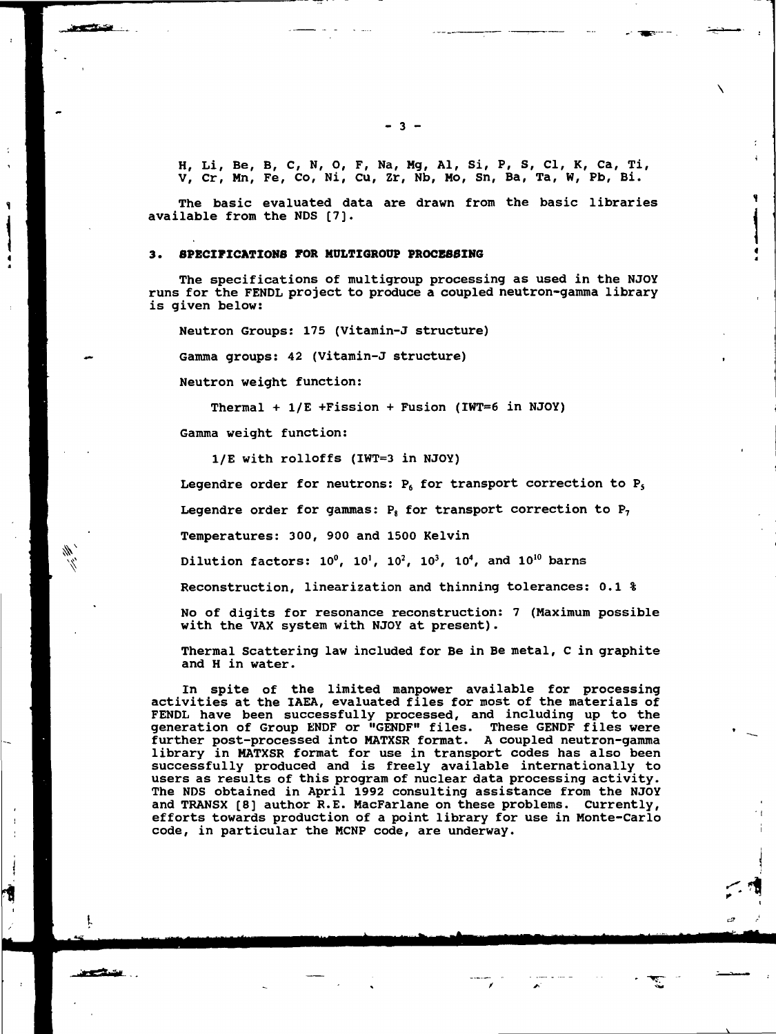H, Li, Be, B, C, N, O, F, Na, Mg, Al, Si, P, S, Cl, K, Ca, Ti, V, Cr, Mn, Fe, Co, Ni, Cu, Zr, Nb, Mo, Sn, Ba, Ta, W, Pb, Bi.

The basic evaluated data are drawn from the basic libraries available from the NDS [7].

## 3. SPECIFICATIONS FOR MULTIGROUP PROCESSING

The specifications of multigroup processing as used in the NJOY runs for the FENDL project to produce a coupled neutron-gamma library is given below:

Neutron Groups: 175 (Vitamin-J structure)

Gamma groups: 42 (Vitamin-J structure)

Neutron weight function:

Thermal + 1/E +Fission + Fusion (IWT=6 in NJOY)

Gamma weight function:

1/E with rolloffs (IWT=3 in NJOY)

Legendre order for neutrons: $P_6$ for transport correction to $P_5$

Legendre order for gammas: $P_8$ for transport correction to $P_7$

Temperatures: 300, 900 and 1500 Kelvin

Dilution factors: $10^0$, $10^1$, $10^2$, $10^3$, $10^4$, and $10^{10}$ barns

Reconstruction, linearization and thinning tolerances: 0.1 %

No of digits for resonance reconstruction: 7 (Maximum possible with the VAX system with NJOY at present).

Thermal Scattering law included for Be in Be metal, C in graphite and H in water.

In spite of the limited manpower available for processing activities at the IAEA, evaluated files for most of the materials of FENDL have been successfully processed, and including up to the generation of Group ENDF or "GENDF" files. These GENDF files were further post-processed into MATXSR format. A coupled neutron-gamma library in MATXSR format for use in transport codes has also been successfully produced and is freely available internationally to users as results of this program of nuclear data processing activity. The NDS obtained in April 1992 consulting assistance from the NJOY and TRANSX [8] author R.E. MacFarlane on these problems. Currently, efforts towards production of a point library for use in Monte-Carlo code, in particular the MCNP code, are underway.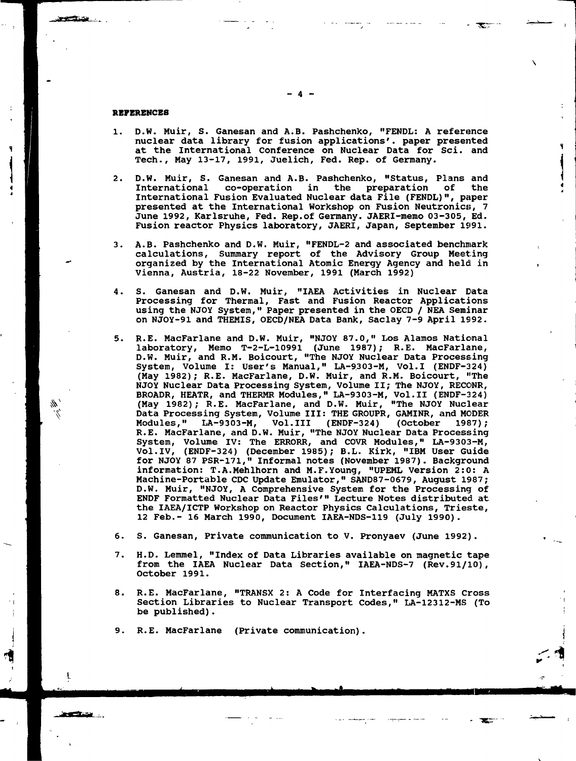## REFERENCES

1. D.W. Muir, S. Ganesan and A.B. Pashchenko, "FENDL: A reference nuclear data library for fusion applications'. paper presented at the International Conference on Nuclear Data for Sci. and Tech., May 13-17, 1991, Juelich, Fed. Rep. of Germany.

2. D.W. Muir, S. Ganesan and A.B. Pashchenko, "Status, Plans and International co-operation in the preparation of the International Fusion Evaluated Nuclear data File (FENDL)", paper presented at the International Workshop on Fusion Neutronics, 7 June 1992, Karlsruhe, Fed. Rep.of Germany. JAERI-memo 03-305, Ed. Fusion reactor Physics laboratory, JAERI, Japan, September 1991.

3. A.B. Pashchenko and D.W. Muir, "FENDL-2 and associated benchmark calculations, Summary report of the Advisory Group Meeting organized by the International Atomic Energy Agency and held in Vienna, Austria, 18-22 November, 1991 (March 1992)

4. S. Ganesan and D.W. Muir, "IAEA Activities in Nuclear Data Processing for Thermal, Fast and Fusion Reactor Applications using the NJOY System," Paper presented in the OECD / NEA Seminar on NJOY-91 and THEMIS, OECD/NEA Data Bank, Saclay 7-9 April 1992.

5. R.E. MacFarlane and D.W. Muir, "NJOY 87.0," Los Alamos National laboratory, Memo T-2-L-10991 (June 1987); R.E. MacFarlane, D.W. Muir, and R.M. Boicourt, "The NJOY Nuclear Data Processing System, Volume I: User's Manual," LA-9303-M, Vol.I (ENDF-324) (May 1982); R.E. MacFarlane, D.W. Muir, and R.M. Boicourt, "The NJOY Nuclear Data Processing System, Volume II; The NJOY, RECONR, BROADR, HEATR, and THERMR Modules," LA-9303-M, Vol.II (ENDF-324) (May 1982); R.E. MacFarlane, and D.W. Muir, "The NJOY Nuclear Data Processing System, Volume III: THE GROUPR, GAMINR, and MODER Modules," LA-9303-M, Vol.III (ENDF-324) (October 1987); R.E. MacFarlane, and D.W. Muir, "The NJOY Nuclear Data Processing System, Volume IV: The ERRORR, and COVR Modules," LA-9303-M, Vol.IV, (ENDF-324) (December 1985); B.L. Kirk, "IBM User Guide for NJOY 87 PSR-171," Informal notes (November 1987). Background information: T.A.Mehlhorn and M.F.Young, "UPEML Version 2:0: A Machine-Portable CDC Update Emulator," SAND87-0679, August 1987; D.W. Muir, "NJOY, A Comprehensive System for the Processing of ENDF Formatted Nuclear Data Files'" Lecture Notes distributed at the IAEA/ICTP Workshop on Reactor Physics Calculations, Trieste, 12 Feb.- 16 March 1990, Document IAEA-NDS-119 (July 1990).

6. S. Ganesan, Private communication to V. Pronyaev (June 1992).

7. H.D. Lemmel, "Index of Data Libraries available on magnetic tape from the IAEA Nuclear Data Section," IAEA-NDS-7 (Rev.91/10), October 1991.

8. R.E. MacFarlane, "TRANSX 2: A Code for Interfacing MATXS Cross Section Libraries to Nuclear Transport Codes," LA-12312-MS (To be published).

9. R.E. MacFarlane (Private communication).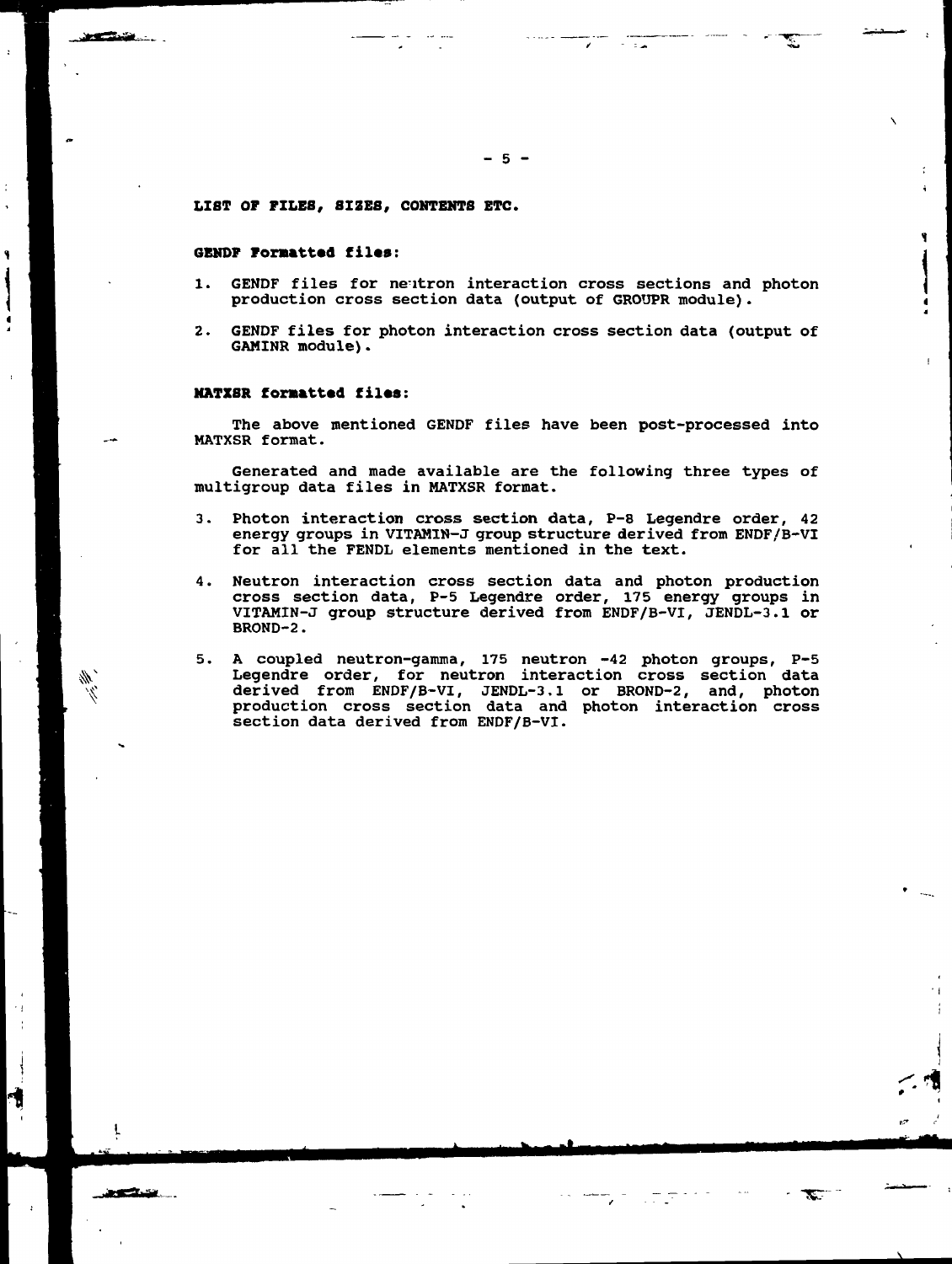## LIST OF FILES, SIZES, CONTENTS ETC.

### GENDF Formatted files:

1. GENDF files for neutron interaction cross sections and photon production cross section data (output of GROUPR module).

2. GENDF files for photon interaction cross section data (output of GAMINR module).

### MATXSR formatted files:

The above mentioned GENDF files have been post-processed into MATXSR format.

Generated and made available are the following three types of multigroup data files in MATXSR format.

3. Photon interaction cross section data, P-8 Legendre order, 42 energy groups in VITAMIN-J group structure derived from ENDF/B-VI for all the FENDL elements mentioned in the text.

4. Neutron interaction cross section data and photon production cross section data, P-5 Legendre order, 175 energy groups in VITAMIN-J group structure derived from ENDF/B-VI, JENDL-3.1 or BROND-2.

5. A coupled neutron-gamma, 175 neutron -42 photon groups, P-5 Legendre order, for neutron interaction cross section data derived from ENDF/B-VI, JENDL-3.1 or BROND-2, and, photon production cross section data and photon interaction cross section data derived from ENDF/B-VI.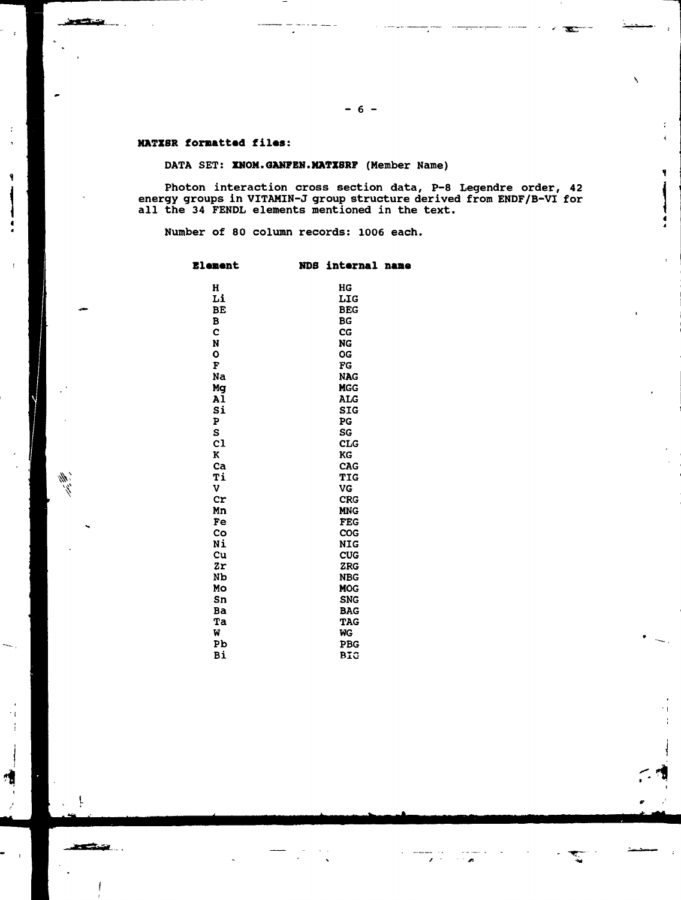**MATXSR formatted files:**

DATA SET: **ZNOM.GANFEN.MATXSRF** (Member Name)

Photon interaction cross section data, P-8 Legendre order, 42 energy groups in VITAMIN-J group structure derived from ENDF/B-VI for all the 34 FENDL elements mentioned in the text.

Number of 80 column records: 1006 each.

| Element | NDS internal name |
|---|---|
| H | HG |
| Li | LIG |
| BE | BEG |
| B | BG |
| C | CG |
| N | NG |
| O | OG |
| F | FG |
| Na | NAG |
| Mg | MGG |
| Al | ALG |
| Si | SIG |
| P | PG |
| S | SG |
| Cl | CLG |
| K | KG |
| Ca | CAG |
| Ti | TIG |
| V | VG |
| Cr | CRG |
| Mn | MNG |
| Fe | FEG |
| Co | COG |
| Ni | NIG |
| Cu | CUG |
| Zr | ZRG |
| Nb | NBG |
| Mo | MOG |
| Sn | SNG |
| Ba | BAG |
| Ta | TAG |
| W | WG |
| Pb | PBG |
| Bi | BIG |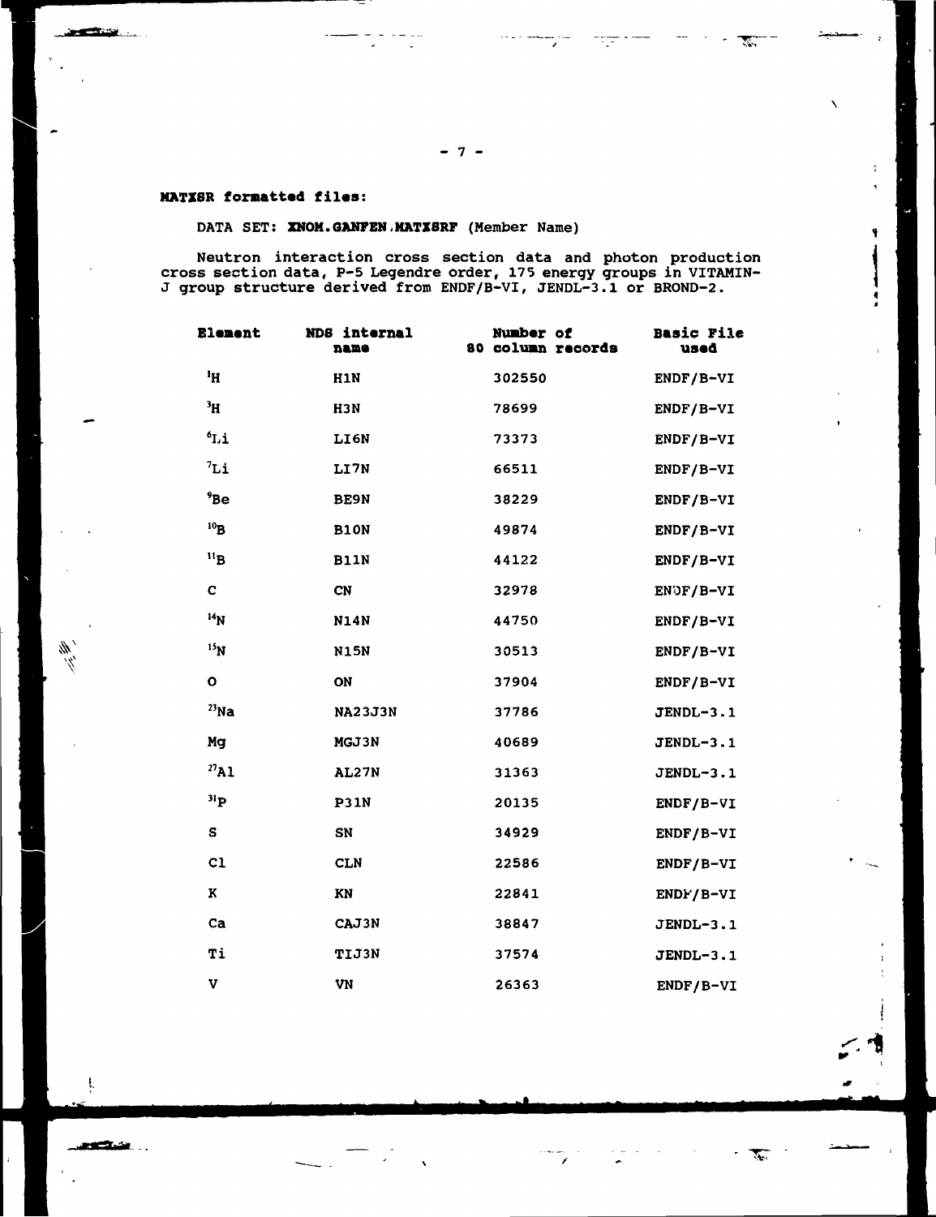**MATXSR formatted files:**

DATA SET: **XNOM.GANFEN.MATXSRF** (Member Name)

Neutron interaction cross section data and photon production cross section data, P-5 Legendre order, 175 energy groups in VITAMIN-J group structure derived from ENDF/B-VI, JENDL-3.1 or BROND-2.

| Element | NDS internal name | Number of 80 column records | Basic File used |
|---|---|---|---|
| $^{1}H$ | H1N | 302550 | ENDF/B-VI |
| $^{3}H$ | H3N | 78699 | ENDF/B-VI |
| $^{6}Li$ | LI6N | 73373 | ENDF/B-VI |
| $^{7}Li$ | LI7N | 66511 | ENDF/B-VI |
| $^{9}Be$ | BE9N | 38229 | ENDF/B-VI |
| $^{10}B$ | B10N | 49874 | ENDF/B-VI |
| $^{11}B$ | B11N | 44122 | ENDF/B-VI |
| C | CN | 32978 | ENDF/B-VI |
| $^{14}N$ | N14N | 44750 | ENDF/B-VI |
| $^{15}N$ | N15N | 30513 | ENDF/B-VI |
| O | ON | 37904 | ENDF/B-VI |
| $^{23}Na$ | NA23J3N | 37786 | JENDL-3.1 |
| Mg | MGJ3N | 40689 | JENDL-3.1 |
| $^{27}Al$ | AL27N | 31363 | JENDL-3.1 |
| $^{31}P$ | P31N | 20135 | ENDF/B-VI |
| S | SN | 34929 | ENDF/B-VI |
| Cl | CLN | 22586 | ENDF/B-VI |
| K | KN | 22841 | ENDF/B-VI |
| Ca | CAJ3N | 38847 | JENDL-3.1 |
| Ti | TIJ3N | 37574 | JENDL-3.1 |
| V | VN | 26363 | ENDF/B-VI |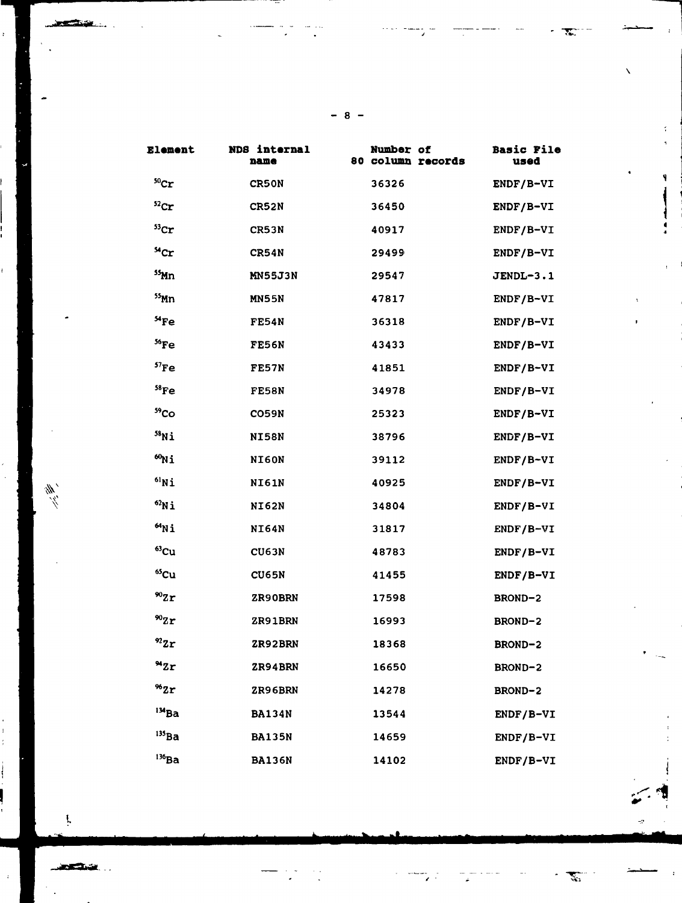| Element | NDS internal name | Number of 80 column records | Basic File used |
|---|---|---|---|
| $^{50}$Cr | CR50N | 36326 | ENDF/B-VI |
| $^{52}$Cr | CR52N | 36450 | ENDF/B-VI |
| $^{53}$Cr | CR53N | 40917 | ENDF/B-VI |
| $^{54}$Cr | CR54N | 29499 | ENDF/B-VI |
| $^{55}$Mn | MN55J3N | 29547 | JENDL-3.1 |
| $^{55}$Mn | MN55N | 47817 | ENDF/B-VI |
| $^{54}$Fe | FE54N | 36318 | ENDF/B-VI |
| $^{56}$Fe | FE56N | 43433 | ENDF/B-VI |
| $^{57}$Fe | FE57N | 41851 | ENDF/B-VI |
| $^{58}$Fe | FE58N | 34978 | ENDF/B-VI |
| $^{59}$Co | CO59N | 25323 | ENDF/B-VI |
| $^{58}$Ni | NI58N | 38796 | ENDF/B-VI |
| $^{60}$Ni | NI60N | 39112 | ENDF/B-VI |
| $^{61}$Ni | NI61N | 40925 | ENDF/B-VI |
| $^{62}$Ni | NI62N | 34804 | ENDF/B-VI |
| $^{64}$Ni | NI64N | 31817 | ENDF/B-VI |
| $^{63}$Cu | CU63N | 48783 | ENDF/B-VI |
| $^{65}$Cu | CU65N | 41455 | ENDF/B-VI |
| $^{90}$Zr | ZR90BRN | 17598 | BROND-2 |
| $^{90}$Zr | ZR91BRN | 16993 | BROND-2 |
| $^{92}$Zr | ZR92BRN | 18368 | BROND-2 |
| $^{94}$Zr | ZR94BRN | 16650 | BROND-2 |
| $^{96}$Zr | ZR96BRN | 14278 | BROND-2 |
| $^{134}$Ba | BA134N | 13544 | ENDF/B-VI |
| $^{135}$Ba | BA135N | 14659 | ENDF/B-VI |
| $^{136}$Ba | BA136N | 14102 | ENDF/B-VI |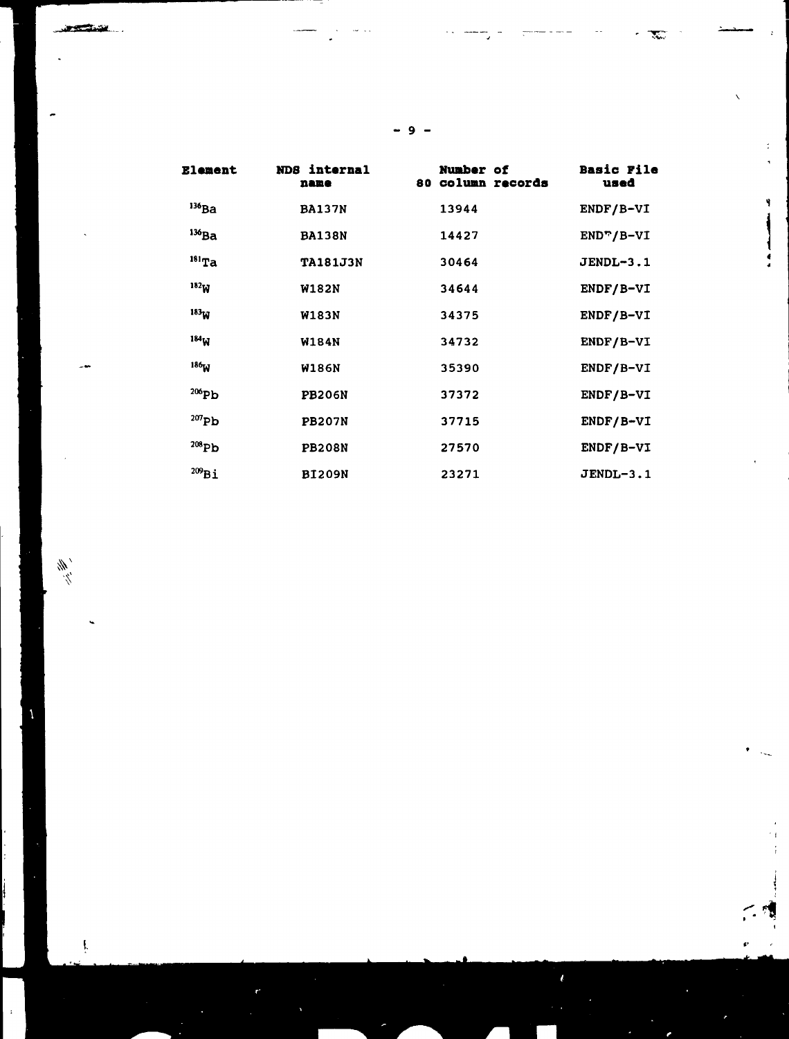| Element | NDS internal name | Number of 80 column records | Basic File used |
|---|---|---|---|
| $^{136}$Ba | BA137N | 13944 | ENDF/B-VI |
| $^{136}$Ba | BA138N | 14427 | ENDF/B-VI |
| $^{181}$Ta | TA181J3N | 30464 | JENDL-3.1 |
| $^{182}$W | W182N | 34644 | ENDF/B-VI |
| $^{183}$W | W183N | 34375 | ENDF/B-VI |
| $^{184}$W | W184N | 34732 | ENDF/B-VI |
| $^{186}$W | W186N | 35390 | ENDF/B-VI |
| $^{206}$Pb | PB206N | 37372 | ENDF/B-VI |
| $^{207}$Pb | PB207N | 37715 | ENDF/B-VI |
| $^{208}$Pb | PB208N | 27570 | ENDF/B-VI |
| $^{209}$Bi | BI209N | 23271 | JENDL-3.1 |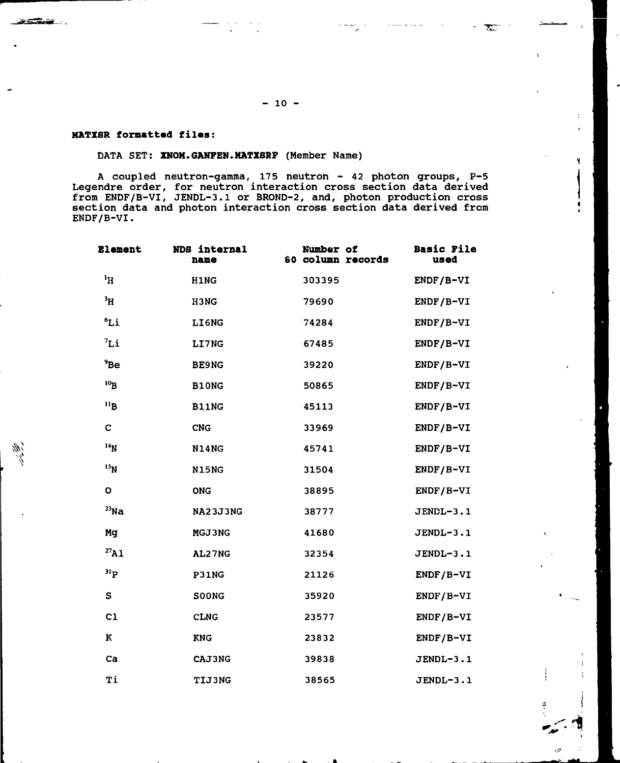**MATXSR formatted files:**

DATA SET: **XNOM.GANFEN.MATXSRF** (Member Name)

A coupled neutron-gamma, 175 neutron - 42 photon groups, P-5 Legendre order, for neutron interaction cross section data derived from ENDF/B-VI, JENDL-3.1 or BROND-2, and, photon production cross section data and photon interaction cross section data derived from ENDF/B-VI.

| Element | NDS internal name | Number of 80 column records | Basic File used |
|---|---|---|---|
| $^{1}$H | H1NG | 303395 | ENDF/B-VI |
| $^{3}$H | H3NG | 79690 | ENDF/B-VI |
| $^{6}$Li | LI6NG | 74284 | ENDF/B-VI |
| $^{7}$Li | LI7NG | 67485 | ENDF/B-VI |
| $^{9}$Be | BE9NG | 39220 | ENDF/B-VI |
| $^{10}$B | B10NG | 50865 | ENDF/B-VI |
| $^{11}$B | B11NG | 45113 | ENDF/B-VI |
| C | CNG | 33969 | ENDF/B-VI |
| $^{14}$N | N14NG | 45741 | ENDF/B-VI |
| $^{15}$N | N15NG | 31504 | ENDF/B-VI |
| O | ONG | 38895 | ENDF/B-VI |
| $^{23}$Na | NA23J3NG | 38777 | JENDL-3.1 |
| Mg | MGJ3NG | 41680 | JENDL-3.1 |
| $^{27}$Al | AL27NG | 32354 | JENDL-3.1 |
| $^{31}$P | P31NG | 21126 | ENDF/B-VI |
| S | SOONG | 35920 | ENDF/B-VI |
| Cl | CLNG | 23577 | ENDF/B-VI |
| K | KNG | 23832 | ENDF/B-VI |
| Ca | CAJ3NG | 39838 | JENDL-3.1 |
| Ti | TIJ3NG | 38565 | JENDL-3.1 |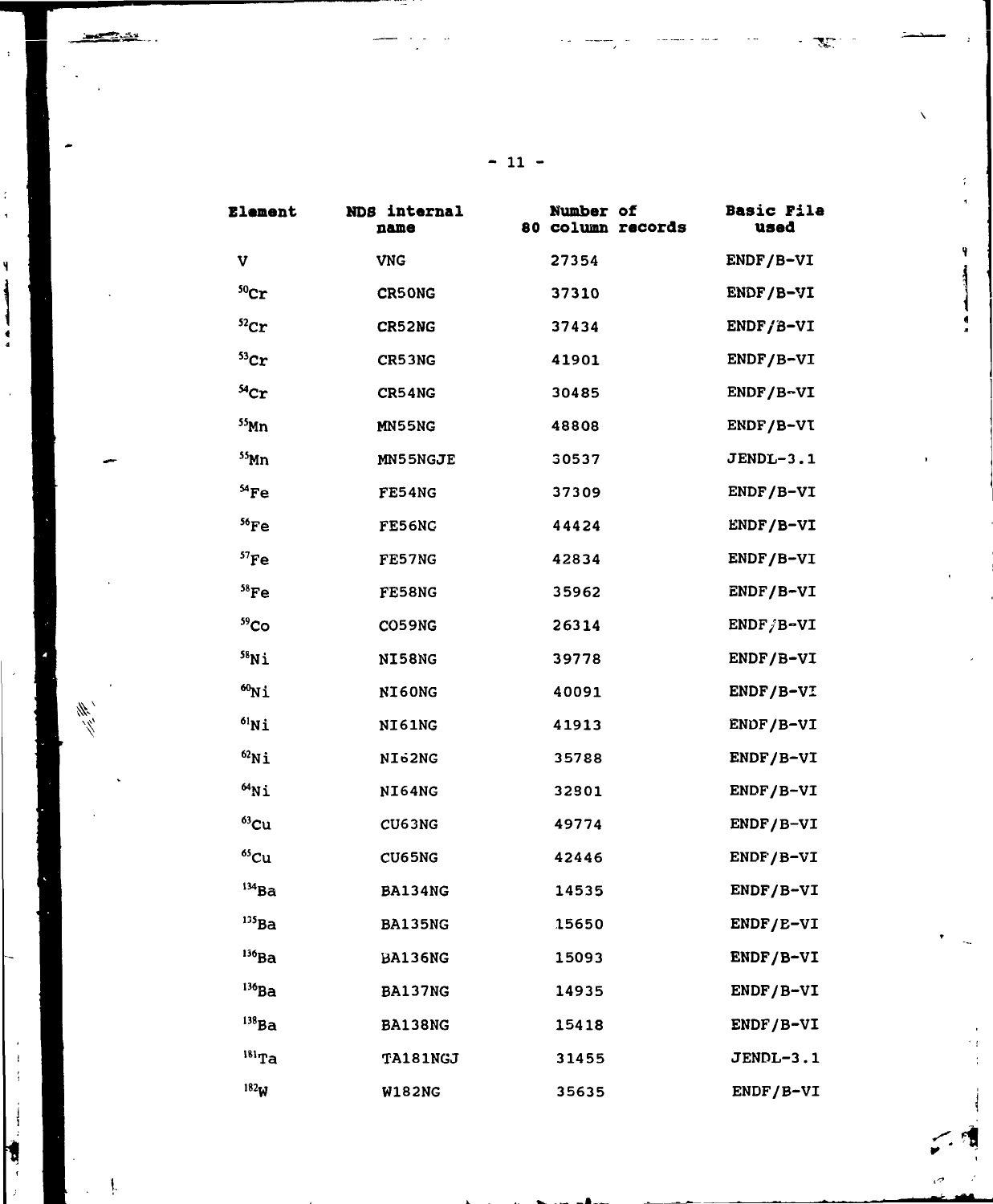| Element | NDS internal name | Number of 80 column records | Basic File used |
|---|---|---|---|
| V | VNG | 27354 | ENDF/B-VI |
| $^{50}$Cr | CR50NG | 37310 | ENDF/B-VI |
| $^{52}$Cr | CR52NG | 37434 | ENDF/B-VI |
| $^{53}$Cr | CR53NG | 41901 | ENDF/B-VI |
| $^{54}$Cr | CR54NG | 30485 | ENDF/B-VI |
| $^{55}$Mn | MN55NG | 48808 | ENDF/B-VI |
| $^{55}$Mn | MN55NGJE | 30537 | JENDL-3.1 |
| $^{54}$Fe | FE54NG | 37309 | ENDF/B-VI |
| $^{56}$Fe | FE56NC | 44424 | ENDF/B-VI |
| $^{57}$Fe | FE57NG | 42834 | ENDF/B-VI |
| $^{58}$Fe | FE58NG | 35962 | ENDF/B-VI |
| $^{59}$Co | CO59NG | 26314 | ENDF/B-VI |
| $^{58}$Ni | NI58NG | 39778 | ENDF/B-VI |
| $^{60}$Ni | NI60NG | 40091 | ENDF/B-VI |
| $^{61}$Ni | NI61NG | 41913 | ENDF/B-VI |
| $^{62}$Ni | NI62NG | 35788 | ENDF/B-VI |
| $^{64}$Ni | NI64NG | 32801 | ENDF/B-VI |
| $^{63}$Cu | CU63NG | 49774 | ENDF/B-VI |
| $^{65}$Cu | CU65NG | 42446 | ENDF/B-VI |
| $^{134}$Ba | BA134NG | 14535 | ENDF/B-VI |
| $^{135}$Ba | BA135NG | 15650 | ENDF/B-VI |
| $^{136}$Ba | BA136NG | 15093 | ENDF/B-VI |
| $^{136}$Ba | BA137NG | 14935 | ENDF/B-VI |
| $^{138}$Ba | BA138NG | 15418 | ENDF/B-VI |
| $^{181}$Ta | TA181NGJ | 31455 | JENDL-3.1 |
| $^{182}$W | W182NG | 35635 | ENDF/B-VI |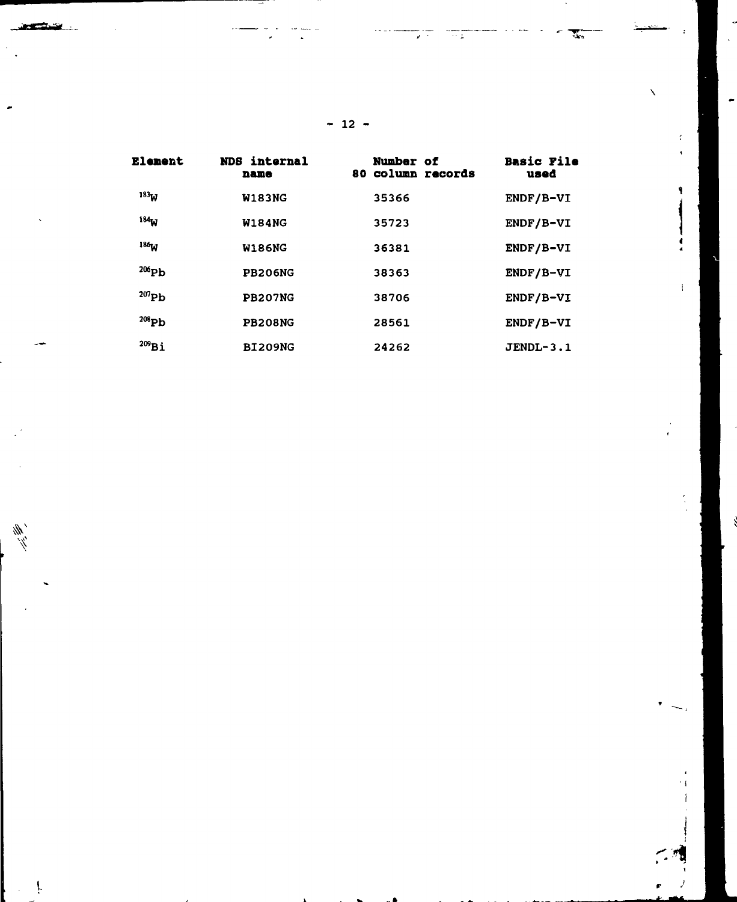| Element | NDS internal name | Number of 80 column records | Basic File used |
|---|---|---|---|
| $^{183}W$ | W183NG | 35366 | ENDF/B-VI |
| $^{184}W$ | W184NG | 35723 | ENDF/B-VI |
| $^{186}W$ | W186NG | 36381 | ENDF/B-VI |
| $^{206}Pb$ | PB206NG | 38363 | ENDF/B-VI |
| $^{207}Pb$ | PB207NG | 38706 | ENDF/B-VI |
| $^{208}Pb$ | PB208NG | 28561 | ENDF/B-VI |
| $^{209}Bi$ | BI209NG | 24262 | JENDL-3.1 |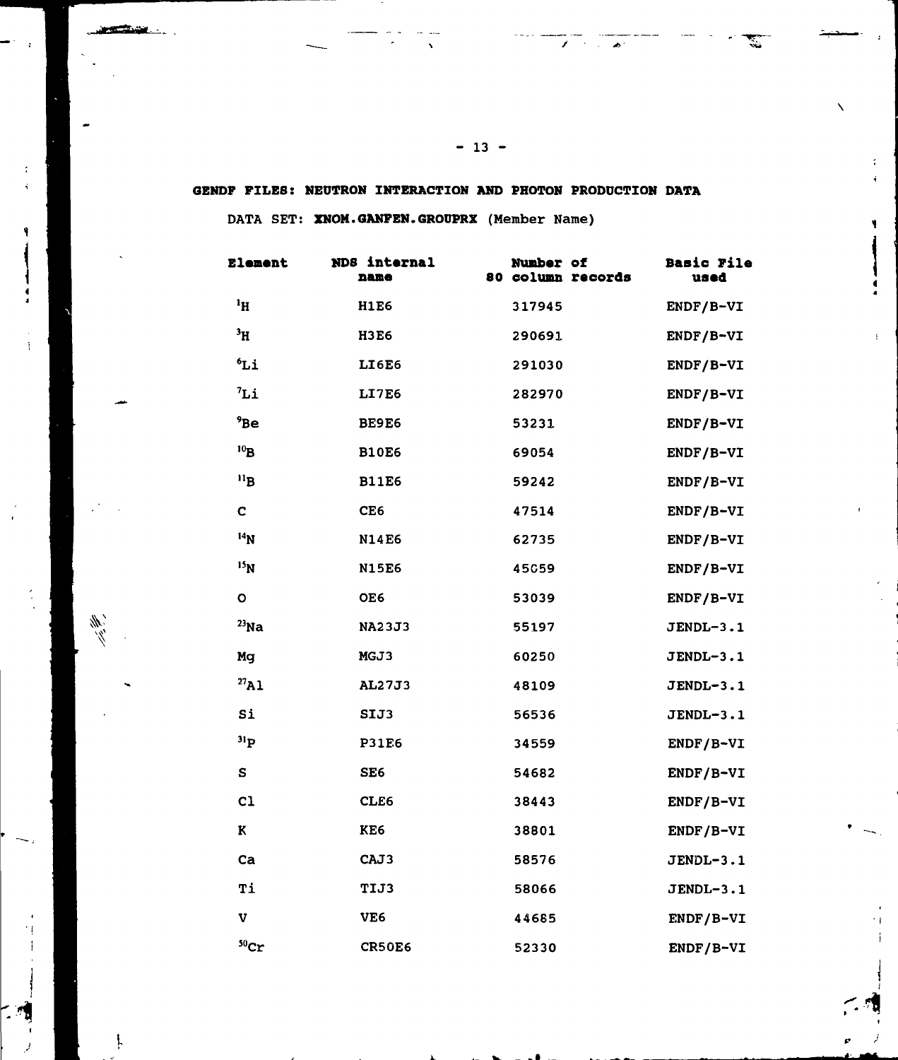**GENDF FILES: NEUTRON INTERACTION AND PHOTON PRODUCTION DATA**

DATA SET: **XNOM.GANFEN.GROUPRX** (Member Name)

| Element | NDS internal name | Number of 80 column records | Basic File used |
|---|---|---|---|
| $^{1}$H | H1E6 | 317945 | ENDF/B-VI |
| $^{3}$H | H3E6 | 290691 | ENDF/B-VI |
| $^{6}$Li | LI6E6 | 291030 | ENDF/B-VI |
| $^{7}$Li | LI7E6 | 282970 | ENDF/B-VI |
| $^{9}$Be | BE9E6 | 53231 | ENDF/B-VI |
| $^{10}$B | B10E6 | 69054 | ENDF/B-VI |
| $^{11}$B | B11E6 | 59242 | ENDF/B-VI |
| C | CE6 | 47514 | ENDF/B-VI |
| $^{14}$N | N14E6 | 62735 | ENDF/B-VI |
| $^{15}$N | N15E6 | 45059 | ENDF/B-VI |
| O | OE6 | 53039 | ENDF/B-VI |
| $^{23}$Na | NA23J3 | 55197 | JENDL-3.1 |
| Mg | MGJ3 | 60250 | JENDL-3.1 |
| $^{27}$Al | AL27J3 | 48109 | JENDL-3.1 |
| Si | SIJ3 | 56536 | JENDL-3.1 |
| $^{31}$P | P31E6 | 34559 | ENDF/B-VI |
| S | SE6 | 54682 | ENDF/B-VI |
| Cl | CLE6 | 38443 | ENDF/B-VI |
| K | KE6 | 38801 | ENDF/B-VI |
| Ca | CAJ3 | 58576 | JENDL-3.1 |
| Ti | TIJ3 | 58066 | JENDL-3.1 |
| V | VE6 | 44685 | ENDF/B-VI |
| $^{50}$Cr | CR50E6 | 52330 | ENDF/B-VI |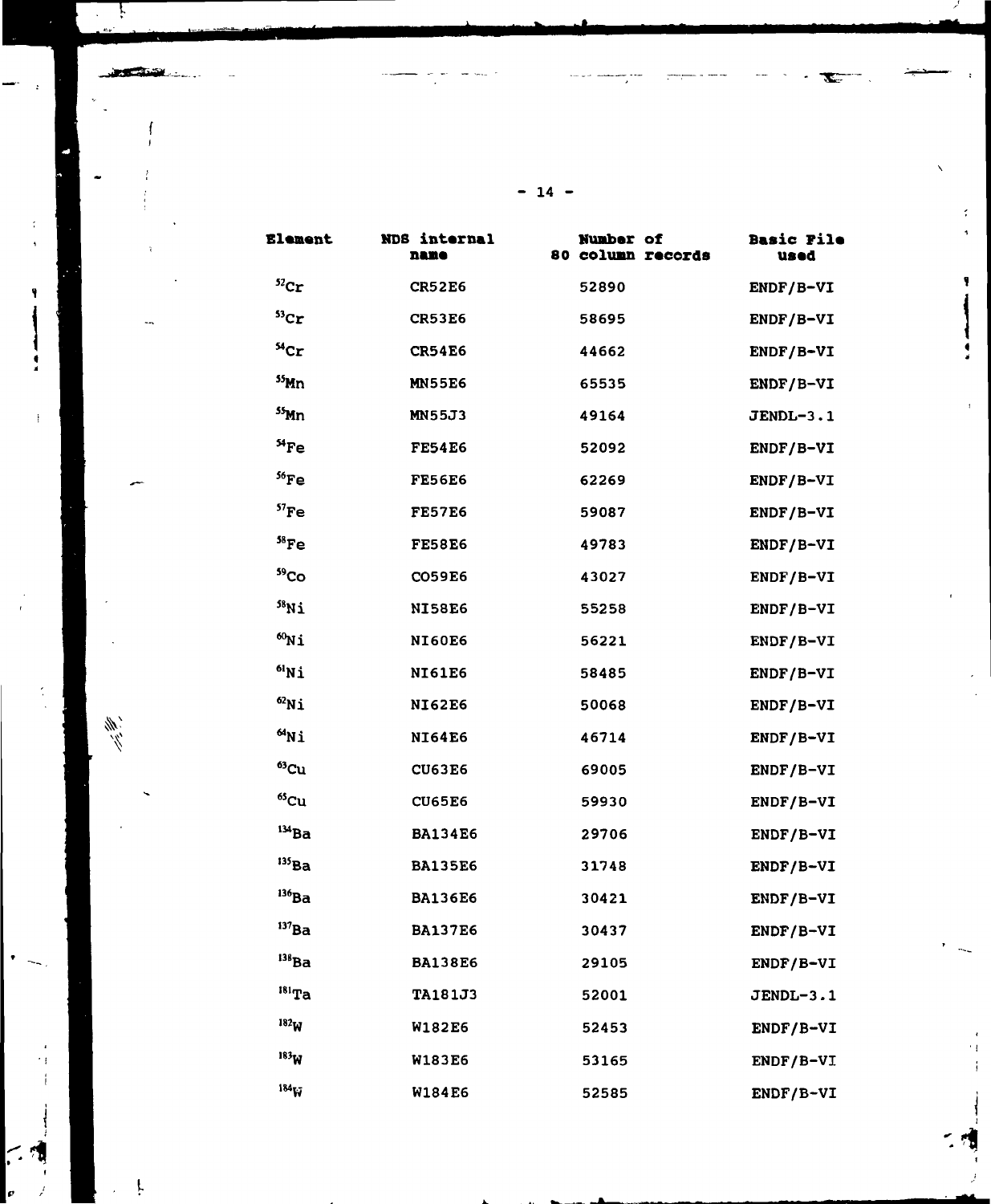| Element | NDS internal name | Number of 80 column records | Basic File used |
|---|---|---|---|
| $^{52}$Cr | CR52E6 | 52890 | ENDF/B-VI |
| $^{53}$Cr | CR53E6 | 58695 | ENDF/B-VI |
| $^{54}$Cr | CR54E6 | 44662 | ENDF/B-VI |
| $^{55}$Mn | MN55E6 | 65535 | ENDF/B-VI |
| $^{55}$Mn | MN55J3 | 49164 | JENDL-3.1 |
| $^{54}$Fe | FE54E6 | 52092 | ENDF/B-VI |
| $^{56}$Fe | FE56E6 | 62269 | ENDF/B-VI |
| $^{57}$Fe | FE57E6 | 59087 | ENDF/B-VI |
| $^{58}$Fe | FE58E6 | 49783 | ENDF/B-VI |
| $^{59}$Co | CO59E6 | 43027 | ENDF/B-VI |
| $^{58}$Ni | NI58E6 | 55258 | ENDF/B-VI |
| $^{60}$Ni | NI60E6 | 56221 | ENDF/B-VI |
| $^{61}$Ni | NI61E6 | 58485 | ENDF/B-VI |
| $^{62}$Ni | NI62E6 | 50068 | ENDF/B-VI |
| $^{64}$Ni | NI64E6 | 46714 | ENDF/B-VI |
| $^{63}$Cu | CU63E6 | 69005 | ENDF/B-VI |
| $^{65}$Cu | CU65E6 | 59930 | ENDF/B-VI |
| $^{134}$Ba | BA134E6 | 29706 | ENDF/B-VI |
| $^{135}$Ba | BA135E6 | 31748 | ENDF/B-VI |
| $^{136}$Ba | BA136E6 | 30421 | ENDF/B-VI |
| $^{137}$Ba | BA137E6 | 30437 | ENDF/B-VI |
| $^{138}$Ba | BA138E6 | 29105 | ENDF/B-VI |
| $^{181}$Ta | TA181J3 | 52001 | JENDL-3.1 |
| $^{182}$W | W182E6 | 52453 | ENDF/B-VI |
| $^{183}$W | W183E6 | 53165 | ENDF/B-VI |
| $^{184}$W | W184E6 | 52585 | ENDF/B-VI |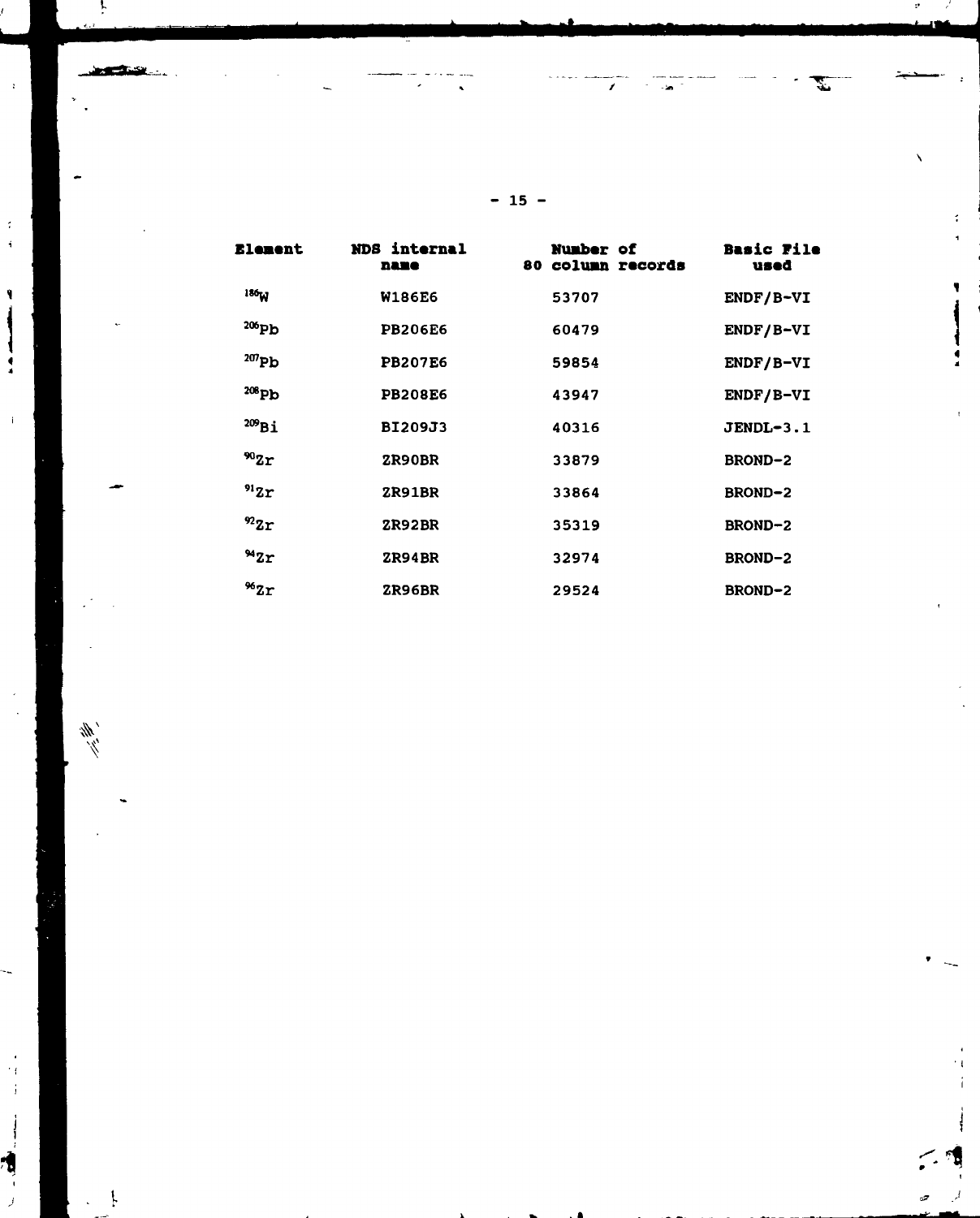| Element | NDS internal name | Number of 80 column records | Basic File used |
|---|---|---|---|
| $^{186}W$ | W186E6 | 53707 | ENDF/B-VI |
| $^{206}Pb$ | PB206E6 | 60479 | ENDF/B-VI |
| $^{207}Pb$ | PB207E6 | 59854 | ENDF/B-VI |
| $^{208}Pb$ | PB208E6 | 43947 | ENDF/B-VI |
| $^{209}Bi$ | BI209J3 | 40316 | JENDL-3.1 |
| $^{90}Zr$ | ZR90BR | 33879 | BROND-2 |
| $^{91}Zr$ | ZR91BR | 33864 | BROND-2 |
| $^{92}Zr$ | ZR92BR | 35319 | BROND-2 |
| $^{94}Zr$ | ZR94BR | 32974 | BROND-2 |
| $^{96}Zr$ | ZR96BR | 29524 | BROND-2 |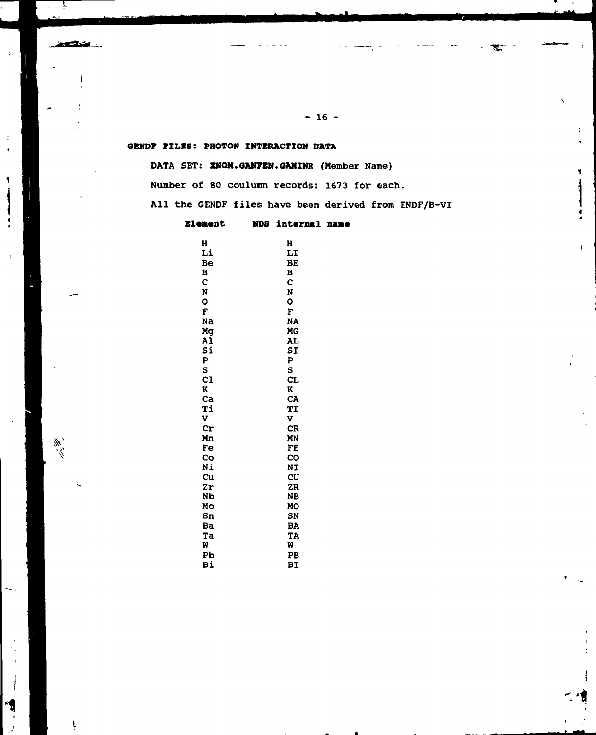## GENDF FILES: PHOTON INTERACTION DATA

DATA SET: **XNOM.GANFEN.GAMINR** (Member Name)

Number of 80 coulumn records: 1673 for each.

All the GENDF files have been derived from ENDF/B-VI

| Element | NDS internal name |
|---|---|
| H | H |
| Li | LI |
| Be | BE |
| B | B |
| C | C |
| N | N |
| O | O |
| F | F |
| Na | NA |
| Mg | MG |
| Al | AL |
| Si | SI |
| P | P |
| S | S |
| Cl | CL |
| K | K |
| Ca | CA |
| Ti | TI |
| V | V |
| Cr | CR |
| Mn | MN |
| Fe | FE |
| Co | CO |
| Ni | NI |
| Cu | CU |
| Zr | ZR |
| Nb | NB |
| Mo | MO |
| Sn | SN |
| Ba | BA |
| Ta | TA |
| W | W |
| Pb | PB |
| Bi | BI |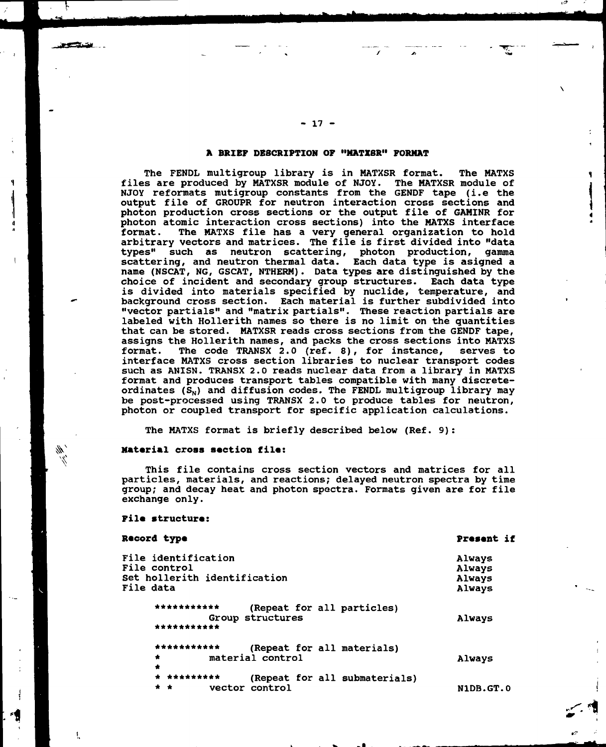## A BRIEF DESCRIPTION OF "MATXSR" FORMAT

The FENDL multigroup library is in MATXSR format. The MATXS files are produced by MATXSR module of NJOY. The MATXSR module of NJOY reformats mutigroup constants from the GENDF tape (i.e the output file of GROUPR for neutron interaction cross sections and photon production cross sections or the output file of GAMINR for photon atomic interaction cross sections) into the MATXS interface format. The MATXS file has a very general organization to hold arbitrary vectors and matrices. The file is first divided into "data types" such as neutron scattering, photon production, gamma scattering, and neutron thermal data. Each data type is asigned a name (NSCAT, NG, GSCAT, NTHERM). Data types are distinguished by the choice of incident and secondary group structures. Each data type is divided into materials specified by nuclide, temperature, and background cross section. Each material is further subdivided into "vector partials" and "matrix partials". These reaction partials are labeled with Hollerith names so there is no limit on the quantities that can be stored. MATXSR reads cross sections from the GENDF tape, assigns the Hollerith names, and packs the cross sections into MATXS format. The code TRANSX 2.0 (ref. 8), for instance, serves to interface MATXS cross section libraries to nuclear transport codes such as ANISN. TRANSX 2.0 reads nuclear data from a library in MATXS format and produces transport tables compatible with many discrete-ordinates ($S_N$) and diffusion codes. The FENDL multigroup library may be post-processed using TRANSX 2.0 to produce tables for neutron, photon or coupled transport for specific application calculations.

The MATXS format is briefly described below (Ref. 9):

**Material cross section file:**

This file contains cross section vectors and matrices for all particles, materials, and reactions; delayed neutron spectra by time group; and decay heat and photon spectra. Formats given are for file exchange only.

**File structure:**

```
Record type                                                  Present if

File identification                                          Always
File control                                                 Always
Set hollerith identification                                 Always
File data                                                    Always

     ***********    (Repeat for all particles)
               Group structures                              Always
     ***********

     ***********    (Repeat for all materials)
     *         material control                              Always
     *
     * *********    (Repeat for all submaterials)
     * *        vector control                               N1DB.GT.0
```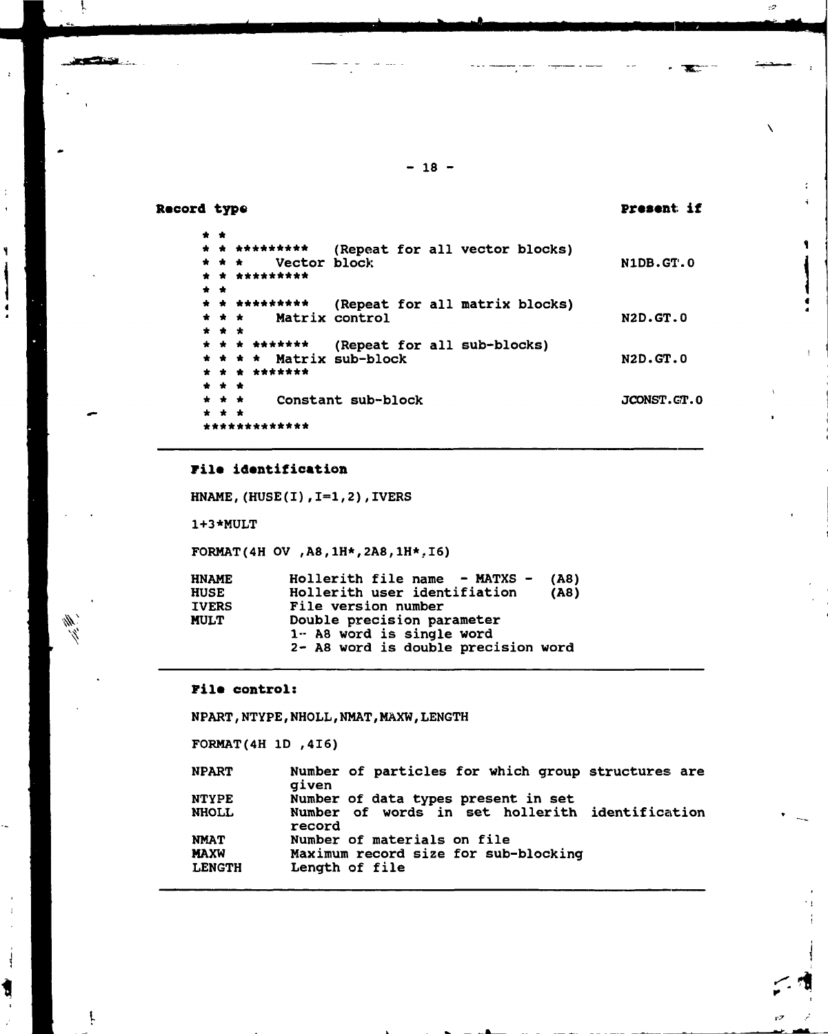**Record type** **Present if**

```
     * *
     * * *********   (Repeat for all vector blocks)
     * * *    Vector block                                 N1DB.GT.0
     * * *********
     * *
     * * *********   (Repeat for all matrix blocks)
     * * *    Matrix control                               N2D.GT.0
     * * *
     * * * *******   (Repeat for all sub-blocks)
     * * * *  Matrix sub-block                             N2D.GT.0
     * * * *******
     * * *
     * * *    Constant sub-block                           JCONST.GT.0
     * * *
     *************
```

---

**File identification**

HNAME,(HUSE(I),I=1,2),IVERS

1+3*MULT

FORMAT(4H OV ,A8,1H*,2A8,1H*,I6)

| | |
|---|---|
| HNAME | Hollerith file name - MATXS - (A8) |
| HUSE | Hollerith user identifiation (A8) |
| IVERS | File version number |
| MULT | Double precision parameter<br>1- A8 word is single word<br>2- A8 word is double precision word |

---

**File control:**

NPART,NTYPE,NHOLL,NMAT,MAXW,LENGTH

FORMAT(4H 1D ,4I6)

| | |
|---|---|
| NPART | Number of particles for which group structures are given |
| NTYPE | Number of data types present in set |
| NHOLL | Number of words in set hollerith identification record |
| NMAT | Number of materials on file |
| MAXW | Maximum record size for sub-blocking |
| LENGTH | Length of file |

---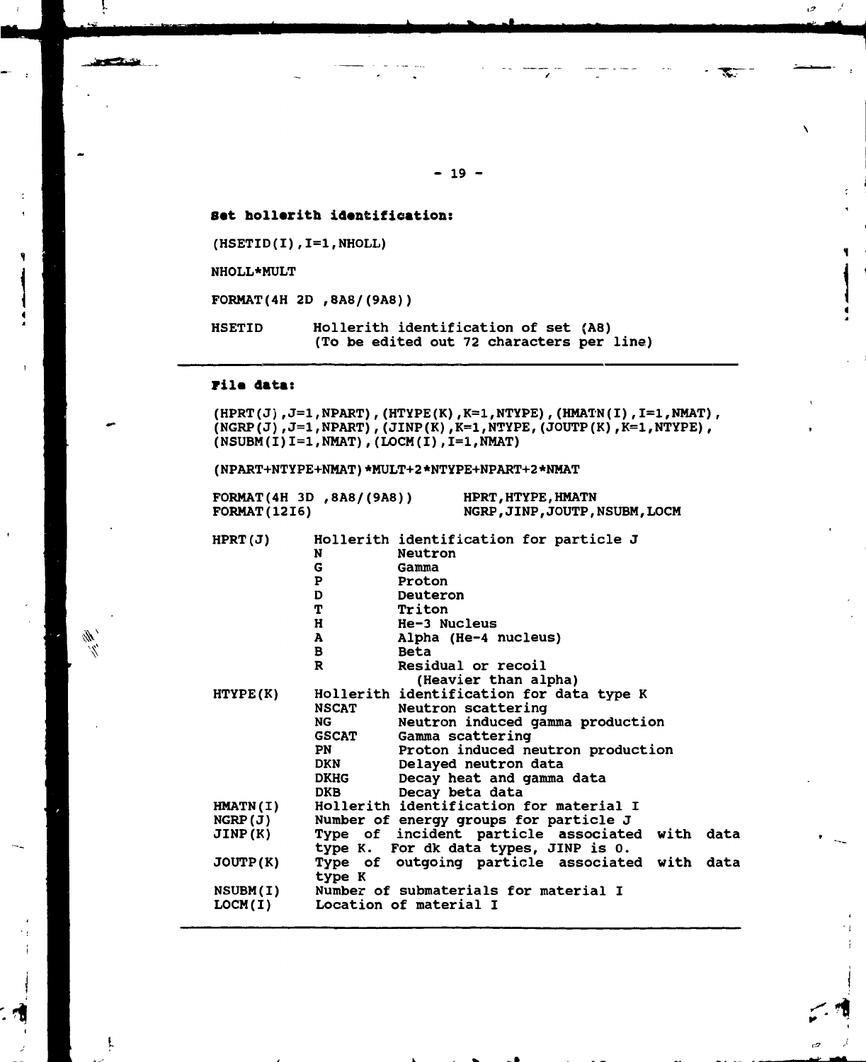**Set hollerith identification:**

(HSETID(I),I=1,NHOLL)

NHOLL*MULT

FORMAT(4H 2D ,8A8/(9A8))

| | |
|---|---|
| HSETID | Hollerith identification of set (A8) (To be edited out 72 characters per line) |

---

**File data:**

(HPRT(J),J=1,NPART),(HTYPE(K),K=1,NTYPE),(HMATN(I),I=1,NMAT),
(NGRP(J),J=1,NPART),(JINP(K),K=1,NTYPE,(JOUTP(K),K=1,NTYPE),
(NSUBM(I)I=1,NMAT),(LOCM(I),I=1,NMAT)

(NPART+NTYPE+NMAT)*MULT+2*NTYPE+NPART+2*NMAT

```
FORMAT(4H 3D ,8A8/(9A8))      HPRT,HTYPE,HMATN
FORMAT(12I6)                  NGRP,JINP,JOUTP,NSUBM,LOCM
```

| | | |
|---|---|---|
| HPRT(J) | Hollerith identification for particle J | |
| | N | Neutron |
| | G | Gamma |
| | P | Proton |
| | D | Deuteron |
| | T | Triton |
| | H | He-3 Nucleus |
| | A | Alpha (He-4 nucleus) |
| | B | Beta |
| | R | Residual or recoil (Heavier than alpha) |
| HTYPE(K) | Hollerith identification for data type K | |
| | NSCAT | Neutron scattering |
| | NG | Neutron induced gamma production |
| | GSCAT | Gamma scattering |
| | PN | Proton induced neutron production |
| | DKN | Delayed neutron data |
| | DKHG | Decay heat and gamma data |
| | DKB | Decay beta data |
| HMATN(I) | Hollerith identification for material I | |
| NGRP(J) | Number of energy groups for particle J | |
| JINP(K) | Type of incident particle associated with data type K. For dk data types, JINP is 0. | |
| JOUTP(K) | Type of outgoing particle associated with data type K | |
| NSUBM(I) | Number of submaterials for material I | |
| LOCM(I) | Location of material I | |

---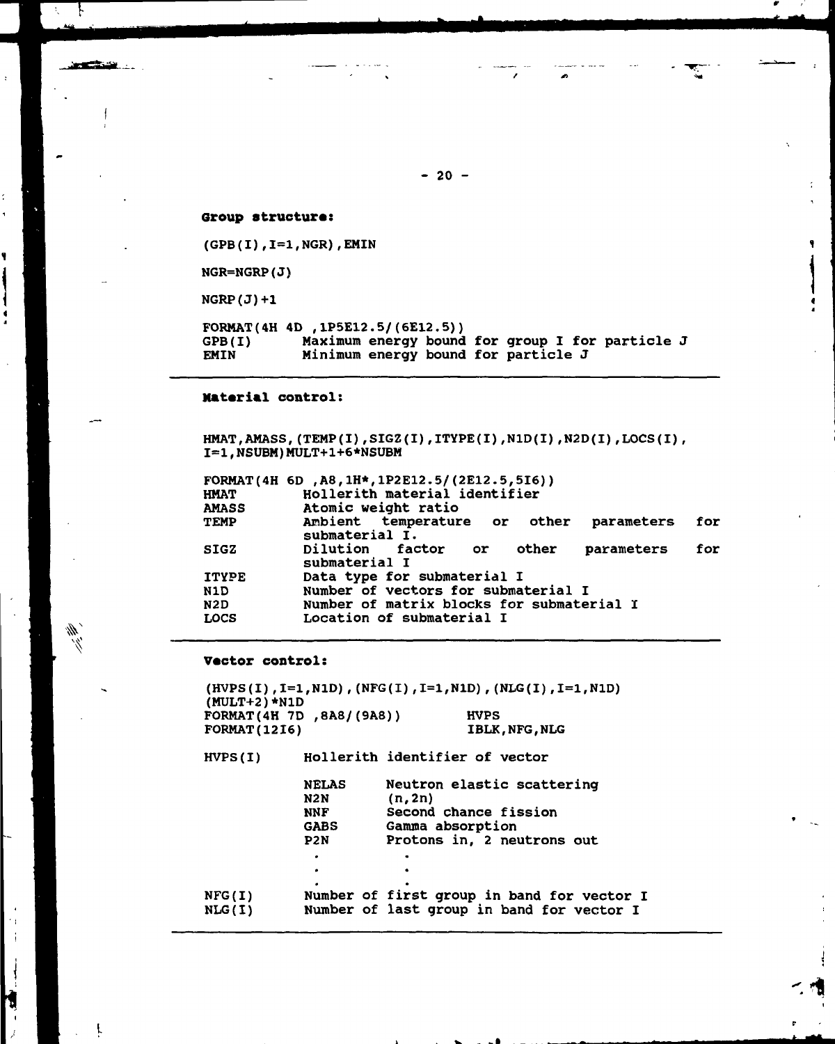**Group structure:**

(GPB(I),I=1,NGR),EMIN

NGR=NGRP(J)

NGRP(J)+1

```
FORMAT(4H 4D ,1P5E12.5/(6E12.5))
GPB(I)       Maximum energy bound for group I for particle J
EMIN         Minimum energy bound for particle J
```

---

**Material control:**

HMAT,AMASS,(TEMP(I),SIGZ(I),ITYPE(I),N1D(I),N2D(I),LOCS(I),
I=1,NSUBM)MULT+1+6*NSUBM

```
FORMAT(4H 6D ,A8,1H*,1P2E12.5/(2E12.5,5I6))
HMAT         Hollerith material identifier
AMASS        Atomic weight ratio
TEMP         Ambient temperature or other parameters for
             submaterial I.
SIGZ         Dilution factor or other parameters for
             submaterial I
ITYPE        Data type for submaterial I
N1D          Number of vectors for submaterial I
N2D          Number of matrix blocks for submaterial I
LOCS         Location of submaterial I
```

---

**Vector control:**

(HVPS(I),I=1,N1D),(NFG(I),I=1,N1D),(NLG(I),I=1,N1D)
(MULT+2)*N1D

```
FORMAT(4H 7D ,8A8/(9A8))         HVPS
FORMAT(12I6)                     IBLK,NFG,NLG

HVPS(I)      Hollerith identifier of vector

             NELAS     Neutron elastic scattering
             N2N       (n,2n)
             NNF       Second chance fission
             GABS      Gamma absorption
             P2N       Protons in, 2 neutrons out
               .         .
               .         .
               .         .

NFG(I)       Number of first group in band for vector I
NLG(I)       Number of last group in band for vector I
```

---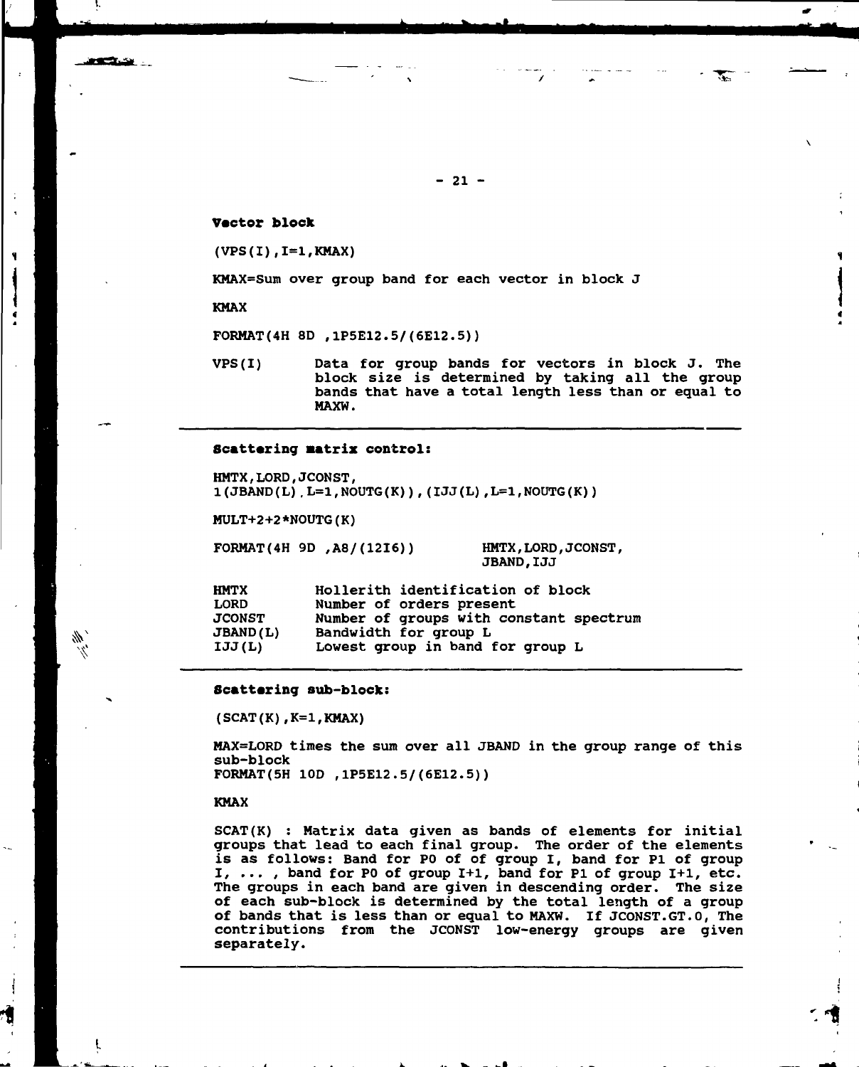**Vector block**

(VPS(I),I=1,KMAX)

KMAX=Sum over group band for each vector in block J

KMAX

FORMAT(4H 8D ,1P5E12.5/(6E12.5))

VPS(I)     Data for group bands for vectors in block J. The block size is determined by taking all the group bands that have a total length less than or equal to MAXW.

---

**Scattering matrix control:**

HMTX,LORD,JCONST,
1(JBAND(L),L=1,NOUTG(K)),(IJJ(L),L=1,NOUTG(K))

MULT+2+2*NOUTG(K)

FORMAT(4H 9D ,A8/(12I6))          HMTX,LORD,JCONST,
                                   JBAND,IJJ

| | |
|---|---|
| HMTX | Hollerith identification of block |
| LORD | Number of orders present |
| JCONST | Number of groups with constant spectrum |
| JBAND(L) | Bandwidth for group L |
| IJJ(L) | Lowest group in band for group L |

---

**Scattering sub-block:**

(SCAT(K),K=1,KMAX)

MAX=LORD times the sum over all JBAND in the group range of this sub-block
FORMAT(5H 10D ,1P5E12.5/(6E12.5))

KMAX

SCAT(K) : Matrix data given as bands of elements for initial groups that lead to each final group. The order of the elements is as follows: Band for P0 of of group I, band for P1 of group I, ... , band for P0 of group I+1, band for P1 of group I+1, etc. The groups in each band are given in descending order. The size of each sub-block is determined by the total length of a group of bands that is less than or equal to MAXW. If JCONST.GT.0, The contributions from the JCONST low-energy groups are given separately.

---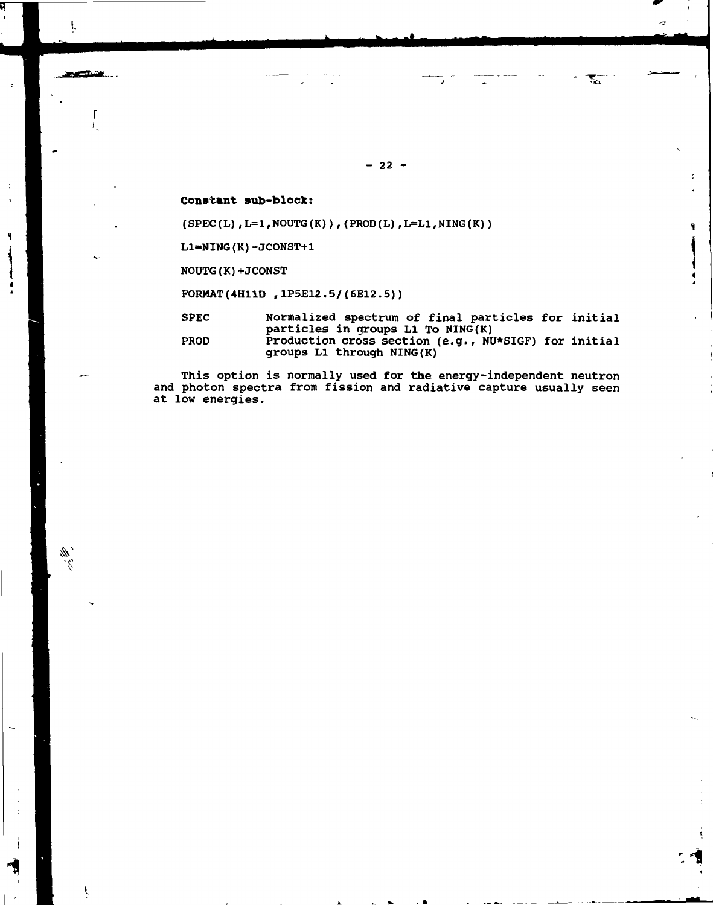**Constant sub-block:**

```
(SPEC(L),L=1,NOUTG(K)),(PROD(L),L=L1,NING(K))

L1=NING(K)-JCONST+1

NOUTG(K)+JCONST

FORMAT(4H11D ,1P5E12.5/(6E12.5))
```

| | |
|---|---|
| SPEC | Normalized spectrum of final particles for initial particles in groups L1 To NING(K) |
| PROD | Production cross section (e.g., NU*SIGF) for initial groups L1 through NING(K) |

This option is normally used for the energy-independent neutron and photon spectra from fission and radiative capture usually seen at low energies.